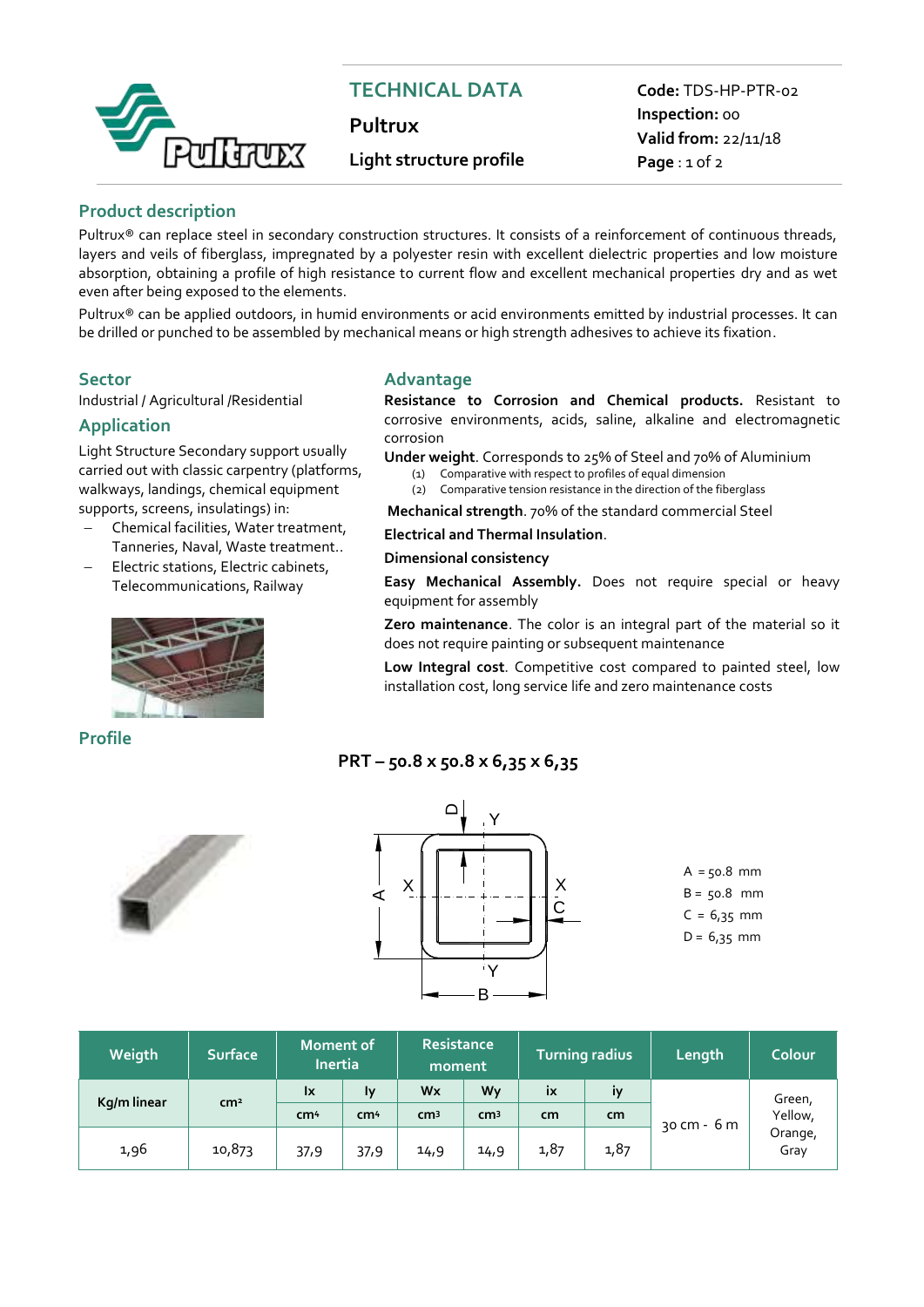# TECHNICAL DATA

**Pultrux**

**Light structure profile**

**Code:** TDS-HP-PTR-02
**Inspection:** 00
**Valid from:** 22/11/18

## Product description

Pultrux® can replace steel in secondary construction structures. It consists of a reinforcement of continuous threads, layers and veils of fiberglass, impregnated by a polyester resin with excellent dielectric properties and low moisture absorption, obtaining a profile of high resistance to current flow and excellent mechanical properties dry and as wet even after being exposed to the elements.

Pultrux® can be applied outdoors, in humid environments or acid environments emitted by industrial processes. It can be drilled or punched to be assembled by mechanical means or high strength adhesives to achieve its fixation.

## Sector

Industrial / Agricultural /Residential

## Application

Light Structure Secondary support usually carried out with classic carpentry (platforms, walkways, landings, chemical equipment supports, screens, insulatings) in:

- Chemical facilities, Water treatment, Tanneries, Naval, Waste treatment..
- Electric stations, Electric cabinets, Telecommunications, Railway

## Advantage

**Resistance to Corrosion and Chemical products.** Resistant to corrosive environments, acids, saline, alkaline and electromagnetic corrosion

**Under weight**. Corresponds to 25% of Steel and 70% of Aluminium

1. Comparative with respect to profiles of equal dimension
2. Comparative tension resistance in the direction of the fiberglass

**Mechanical strength**. 70% of the standard commercial Steel

**Electrical and Thermal Insulation**.

**Dimensional consistency**

**Easy Mechanical Assembly.** Does not require special or heavy equipment for assembly

**Zero maintenance**. The color is an integral part of the material so it does not require painting or subsequent maintenance

**Low Integral cost**. Competitive cost compared to painted steel, low installation cost, long service life and zero maintenance costs

## Profile

**PRT – 50.8 x 50.8 x 6,35 x 6,35**

A = 50.8 mm
B = 50.8 mm
C = 6,35 mm
D = 6,35 mm

| Weigth | Surface | Moment of Inertia | | Resistance moment | | Turning radius | | Length | Colour |
|---|---|---|---|---|---|---|---|---|---|
| Kg/m linear | cm² | Ix | Iy | Wx | Wy | ix | iy | 30 cm - 6 m | Green, Yellow, Orange, Gray |
| | | cm⁴ | cm⁴ | cm³ | cm³ | cm | cm | | |
| 1,96 | 10,873 | 37,9 | 37,9 | 14,9 | 14,9 | 1,87 | 1,87 | | |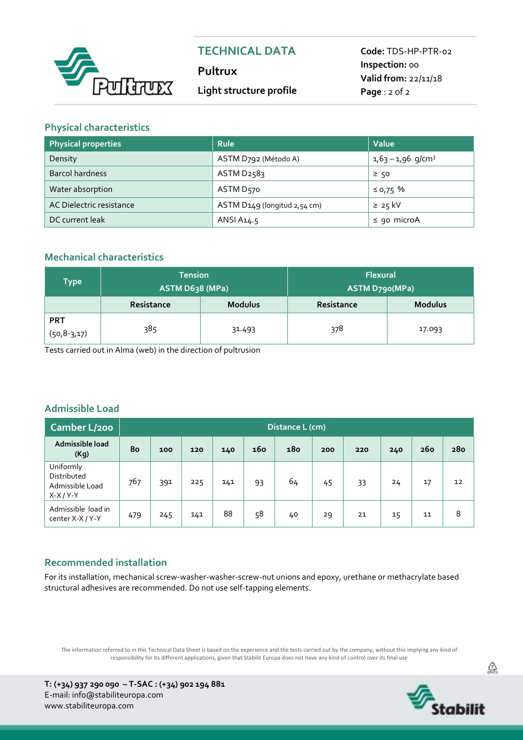# TECHNICAL DATA

**Pultrux**

**Light structure profile**

**Code:** TDS-HP-PTR-02
**Inspection:** 00
**Valid from:** 22/11/18

## Physical characteristics

| Physical properties | Rule | Value |
|---|---|---|
| Density | ASTM D792 (Método A) | 1,63 – 1,96 g/cm³ |
| Barcol hardness | ASTM D2583 | ≥ 50 |
| Water absorption | ASTM D570 | ≤ 0,75 % |
| AC Dielectric resistance | ASTM D149 (longitud 2,54 cm) | ≥ 25 kV |
| DC current leak | ANSI A14.5 | ≤ 90 microA |

## Mechanical characteristics

| Type | Tension ASTM D638 (MPa) | | Flexural ASTM D790(MPa) | |
|---|---|---|---|---|
| | Resistance | Modulus | Resistance | Modulus |
| **PRT** (50,8-3,17) | 385 | 31.493 | 378 | 17.093 |

Tests carried out in Alma (web) in the direction of pultrusion

## Admissible Load

| Camber L/200 | Distance L (cm) | | | | | | | | | | |
|---|---|---|---|---|---|---|---|---|---|---|---|
| **Admissible load (Kg)** | **80** | **100** | **120** | **140** | **160** | **180** | **200** | **220** | **240** | **260** | **280** |
| Uniformly Distributed Admissible Load X-X / Y-Y | 767 | 391 | 225 | 141 | 93 | 64 | 45 | 33 | 24 | 17 | 12 |
| Admissible load in center X-X / Y-Y | 479 | 245 | 141 | 88 | 58 | 40 | 29 | 21 | 15 | 11 | 8 |

## Recommended installation

For its installation, mechanical screw-washer-washer-screw-nut unions and epoxy, urethane or methacrylate based structural adhesives are recommended. Do not use self-tapping elements.

The information referred to in this Technical Data Sheet is based on the experience and the tests carried out by the company, without this implying any kind of responsibility for its different applications, given that Stabilit Europa does not have any kind of control over its final use

**T: (+34) 937 290 090 – T-SAC : (+34) 902 194 881**
E-mail: info@stabiliteuropa.com
www.stabiliteuropa.com